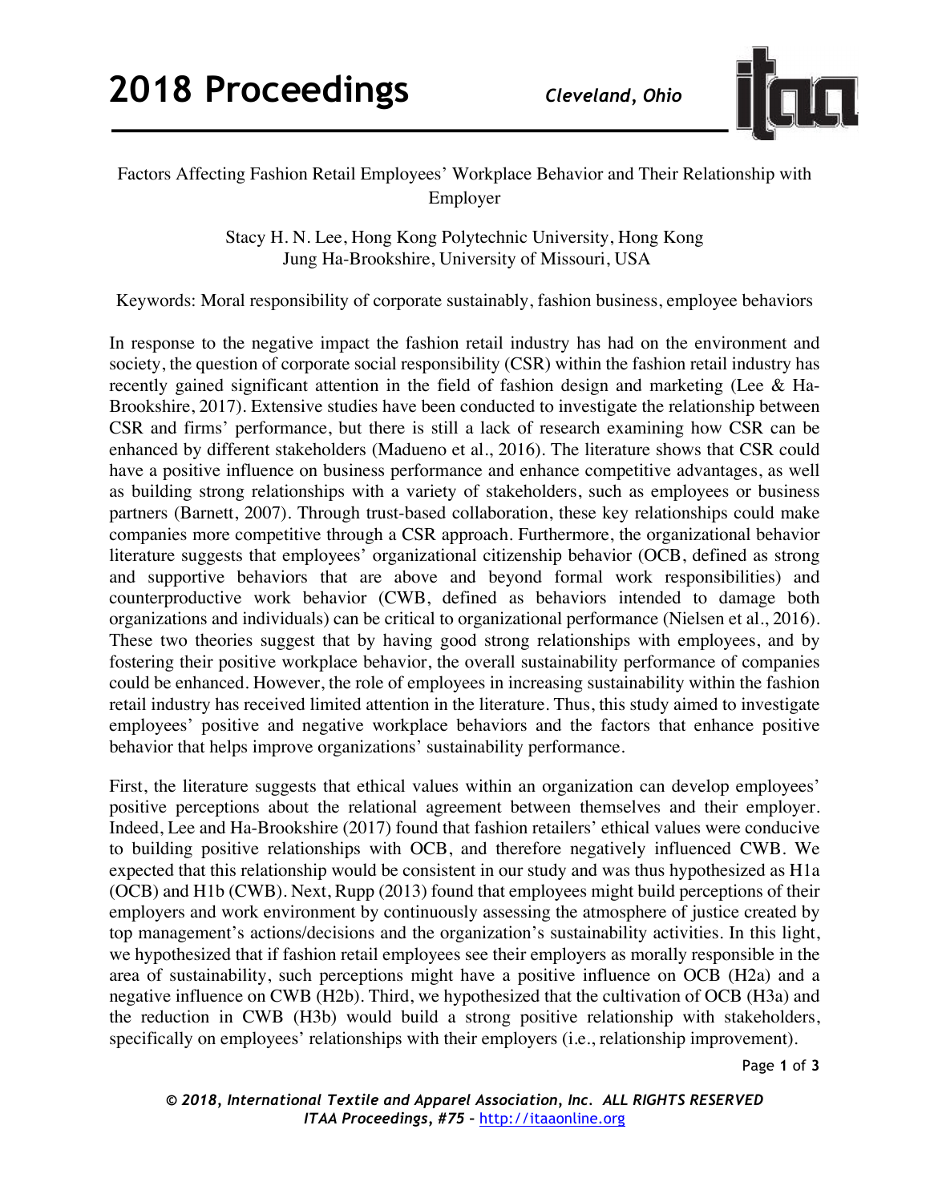# Factors Affecting Fashion Retail Employees' Workplace Behavior and Their Relationship with Employer

Stacy H. N. Lee, Hong Kong Polytechnic University, Hong Kong
Jung Ha-Brookshire, University of Missouri, USA

Keywords: Moral responsibility of corporate sustainably, fashion business, employee behaviors

In response to the negative impact the fashion retail industry has had on the environment and society, the question of corporate social responsibility (CSR) within the fashion retail industry has recently gained significant attention in the field of fashion design and marketing (Lee & Ha-Brookshire, 2017). Extensive studies have been conducted to investigate the relationship between CSR and firms' performance, but there is still a lack of research examining how CSR can be enhanced by different stakeholders (Madueno et al., 2016). The literature shows that CSR could have a positive influence on business performance and enhance competitive advantages, as well as building strong relationships with a variety of stakeholders, such as employees or business partners (Barnett, 2007). Through trust-based collaboration, these key relationships could make companies more competitive through a CSR approach. Furthermore, the organizational behavior literature suggests that employees' organizational citizenship behavior (OCB, defined as strong and supportive behaviors that are above and beyond formal work responsibilities) and counterproductive work behavior (CWB, defined as behaviors intended to damage both organizations and individuals) can be critical to organizational performance (Nielsen et al., 2016). These two theories suggest that by having good strong relationships with employees, and by fostering their positive workplace behavior, the overall sustainability performance of companies could be enhanced. However, the role of employees in increasing sustainability within the fashion retail industry has received limited attention in the literature. Thus, this study aimed to investigate employees' positive and negative workplace behaviors and the factors that enhance positive behavior that helps improve organizations' sustainability performance.

First, the literature suggests that ethical values within an organization can develop employees' positive perceptions about the relational agreement between themselves and their employer. Indeed, Lee and Ha-Brookshire (2017) found that fashion retailers' ethical values were conducive to building positive relationships with OCB, and therefore negatively influenced CWB. We expected that this relationship would be consistent in our study and was thus hypothesized as H1a (OCB) and H1b (CWB). Next, Rupp (2013) found that employees might build perceptions of their employers and work environment by continuously assessing the atmosphere of justice created by top management's actions/decisions and the organization's sustainability activities. In this light, we hypothesized that if fashion retail employees see their employers as morally responsible in the area of sustainability, such perceptions might have a positive influence on OCB (H2a) and a negative influence on CWB (H2b). Third, we hypothesized that the cultivation of OCB (H3a) and the reduction in CWB (H3b) would build a strong positive relationship with stakeholders, specifically on employees' relationships with their employers (i.e., relationship improvement).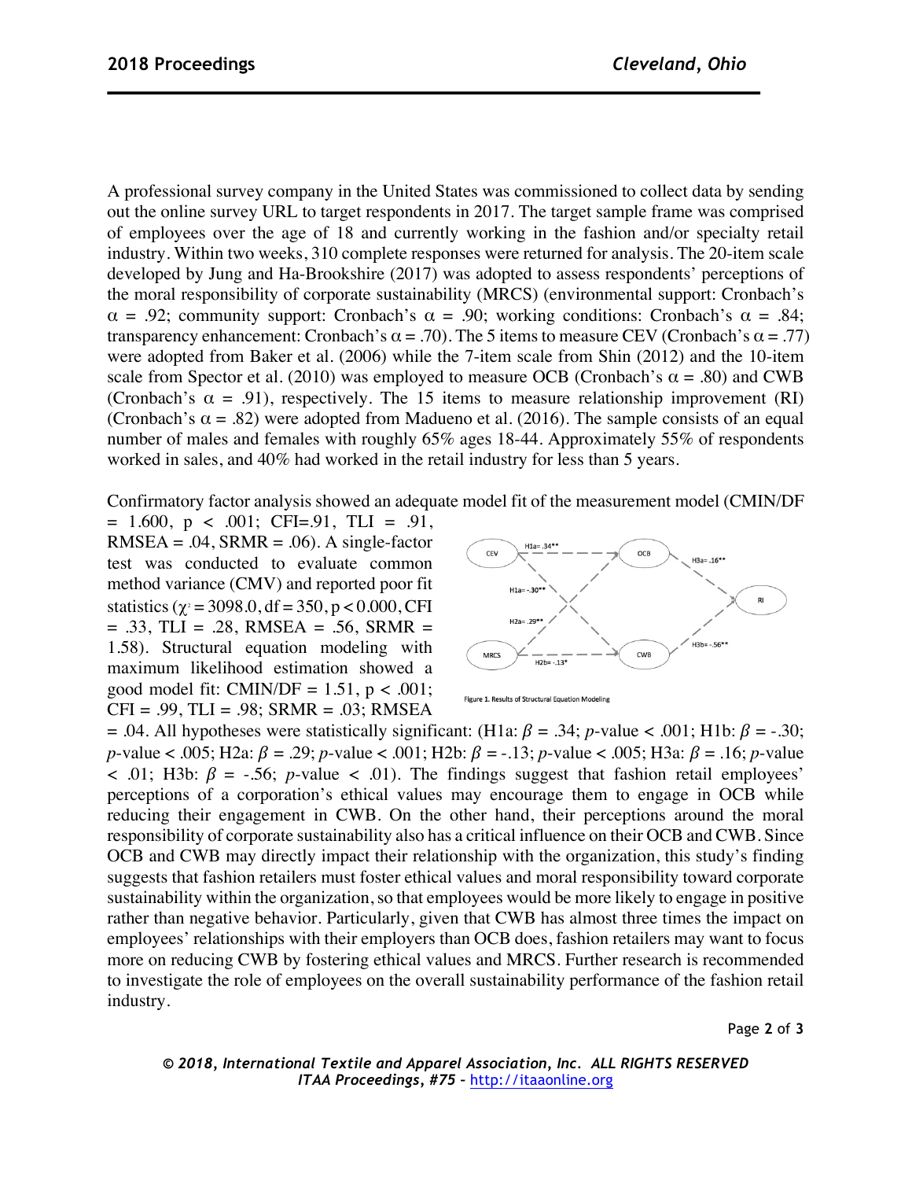A professional survey company in the United States was commissioned to collect data by sending out the online survey URL to target respondents in 2017. The target sample frame was comprised of employees over the age of 18 and currently working in the fashion and/or specialty retail industry. Within two weeks, 310 complete responses were returned for analysis. The 20-item scale developed by Jung and Ha-Brookshire (2017) was adopted to assess respondents' perceptions of the moral responsibility of corporate sustainability (MRCS) (environmental support: Cronbach's $\alpha$ = .92; community support: Cronbach's $\alpha$ = .90; working conditions: Cronbach's $\alpha$ = .84; transparency enhancement: Cronbach's $\alpha$ = .70). The 5 items to measure CEV (Cronbach's $\alpha$ = .77) were adopted from Baker et al. (2006) while the 7-item scale from Shin (2012) and the 10-item scale from Spector et al. (2010) was employed to measure OCB (Cronbach's $\alpha$ = .80) and CWB (Cronbach's $\alpha$ = .91), respectively. The 15 items to measure relationship improvement (RI) (Cronbach's $\alpha$ = .82) were adopted from Madueno et al. (2016). The sample consists of an equal number of males and females with roughly 65% ages 18-44. Approximately 55% of respondents worked in sales, and 40% had worked in the retail industry for less than 5 years.

Confirmatory factor analysis showed an adequate model fit of the measurement model (CMIN/DF = 1.600, p < .001; CFI=.91, TLI = .91, RMSEA = .04, SRMR = .06). A single-factor test was conducted to evaluate common method variance (CMV) and reported poor fit statistics ($\chi^2$ = 3098.0, df = 350, p < 0.000, CFI = .33, TLI = .28, RMSEA = .56, SRMR = 1.58). Structural equation modeling with maximum likelihood estimation showed a good model fit: CMIN/DF = 1.51, p < .001; CFI = .99, TLI = .98; SRMR = .03; RMSEA = .04. All hypotheses were statistically significant: (H1a: $\beta$ = .34; *p*-value < .001; H1b: $\beta$ = -.30; *p*-value < .005; H2a: $\beta$ = .29; *p*-value < .001; H2b: $\beta$ = -.13; *p*-value < .005; H3a: $\beta$ = .16; *p*-value < .01; H3b: $\beta$ = -.56; *p*-value < .01). The findings suggest that fashion retail employees' perceptions of a corporation's ethical values may encourage them to engage in OCB while reducing their engagement in CWB. On the other hand, their perceptions around the moral responsibility of corporate sustainability also has a critical influence on their OCB and CWB. Since OCB and CWB may directly impact their relationship with the organization, this study's finding suggests that fashion retailers must foster ethical values and moral responsibility toward corporate sustainability within the organization, so that employees would be more likely to engage in positive rather than negative behavior. Particularly, given that CWB has almost three times the impact on employees' relationships with their employers than OCB does, fashion retailers may want to focus more on reducing CWB by fostering ethical values and MRCS. Further research is recommended to investigate the role of employees on the overall sustainability performance of the fashion retail industry.

Figure 1. Results of Structural Equation Modeling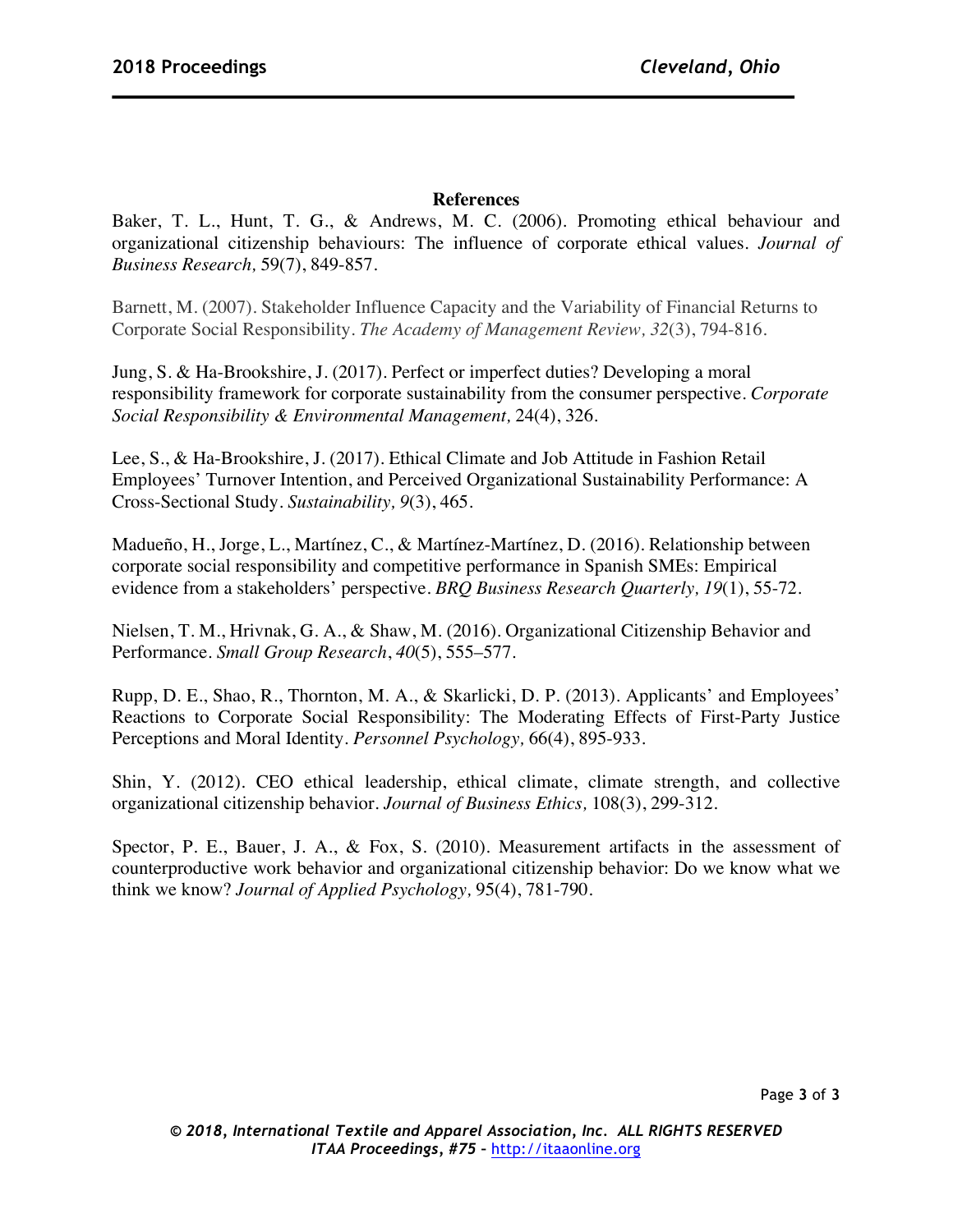## References

Baker, T. L., Hunt, T. G., & Andrews, M. C. (2006). Promoting ethical behaviour and organizational citizenship behaviours: The influence of corporate ethical values. *Journal of Business Research,* 59(7), 849-857.

Barnett, M. (2007). Stakeholder Influence Capacity and the Variability of Financial Returns to Corporate Social Responsibility. *The Academy of Management Review, 32*(3), 794-816.

Jung, S. & Ha-Brookshire, J. (2017). Perfect or imperfect duties? Developing a moral responsibility framework for corporate sustainability from the consumer perspective. *Corporate Social Responsibility & Environmental Management,* 24(4), 326.

Lee, S., & Ha-Brookshire, J. (2017). Ethical Climate and Job Attitude in Fashion Retail Employees' Turnover Intention, and Perceived Organizational Sustainability Performance: A Cross-Sectional Study. *Sustainability, 9*(3), 465.

Madueño, H., Jorge, L., Martínez, C., & Martínez-Martínez, D. (2016). Relationship between corporate social responsibility and competitive performance in Spanish SMEs: Empirical evidence from a stakeholders' perspective. *BRQ Business Research Quarterly, 19*(1), 55-72.

Nielsen, T. M., Hrivnak, G. A., & Shaw, M. (2016). Organizational Citizenship Behavior and Performance. *Small Group Research*, *40*(5), 555–577.

Rupp, D. E., Shao, R., Thornton, M. A., & Skarlicki, D. P. (2013). Applicants' and Employees' Reactions to Corporate Social Responsibility: The Moderating Effects of First-Party Justice Perceptions and Moral Identity. *Personnel Psychology,* 66(4), 895-933.

Shin, Y. (2012). CEO ethical leadership, ethical climate, climate strength, and collective organizational citizenship behavior. *Journal of Business Ethics,* 108(3), 299-312.

Spector, P. E., Bauer, J. A., & Fox, S. (2010). Measurement artifacts in the assessment of counterproductive work behavior and organizational citizenship behavior: Do we know what we think we know? *Journal of Applied Psychology,* 95(4), 781-790.